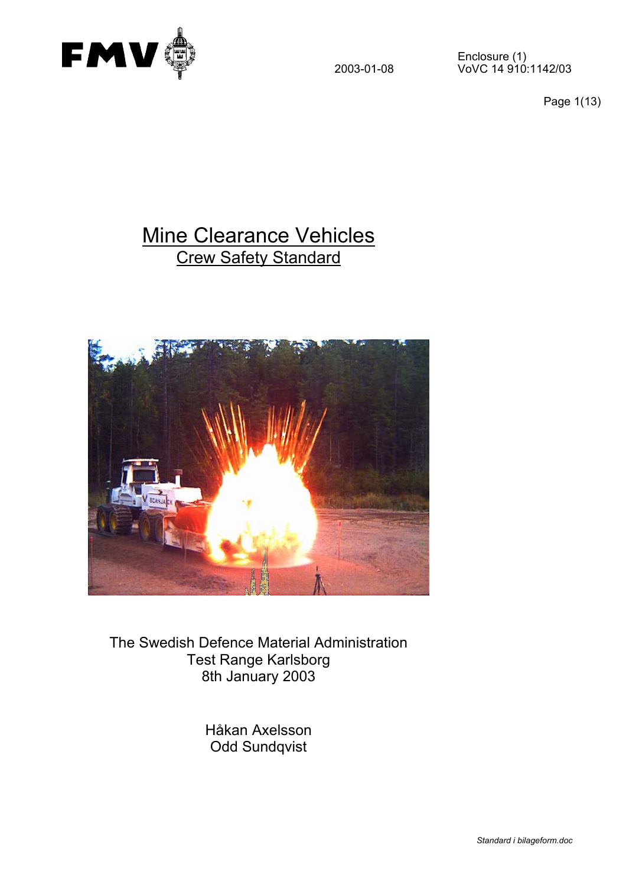2003-01-08

Enclosure (1)
VoVC 14 910:1142/03

# Mine Clearance Vehicles

## Crew Safety Standard

The Swedish Defence Material Administration
Test Range Karlsborg
8th January 2003

Håkan Axelsson
Odd Sundqvist

*Standard i bilageform.doc*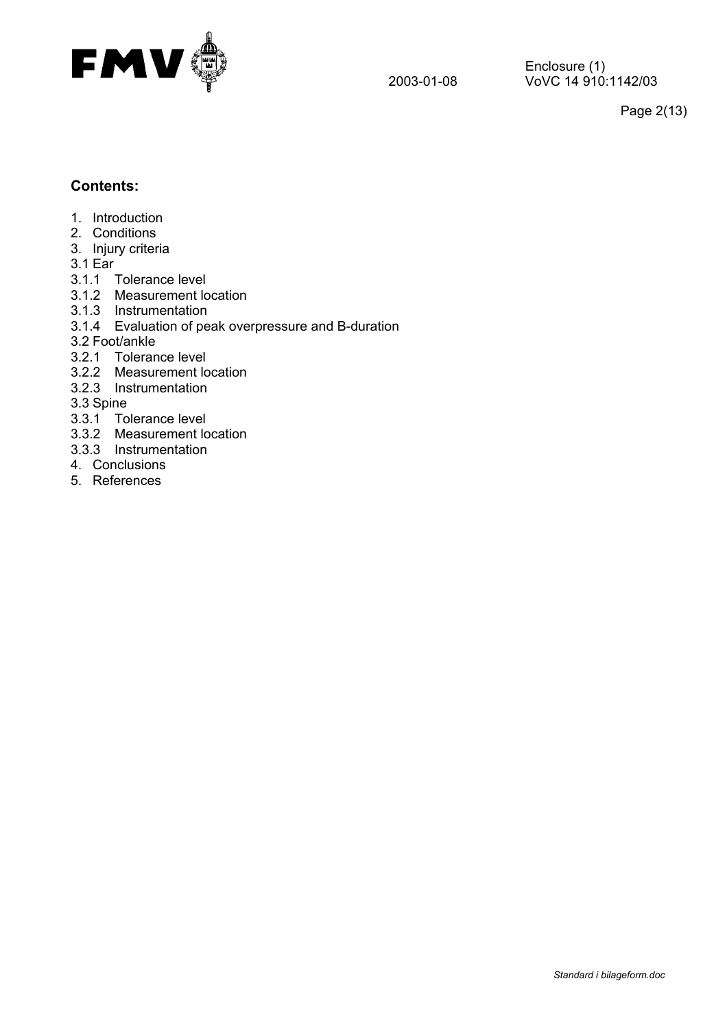## Contents:

1. Introduction
2. Conditions
3. Injury criteria

3.1 Ear

3.1.1 Tolerance level

3.1.2 Measurement location

3.1.3 Instrumentation

3.1.4 Evaluation of peak overpressure and B-duration

3.2 Foot/ankle

3.2.1 Tolerance level

3.2.2 Measurement location

3.2.3 Instrumentation

3.3 Spine

3.3.1 Tolerance level

3.3.2 Measurement location

3.3.3 Instrumentation

4. Conclusions
5. References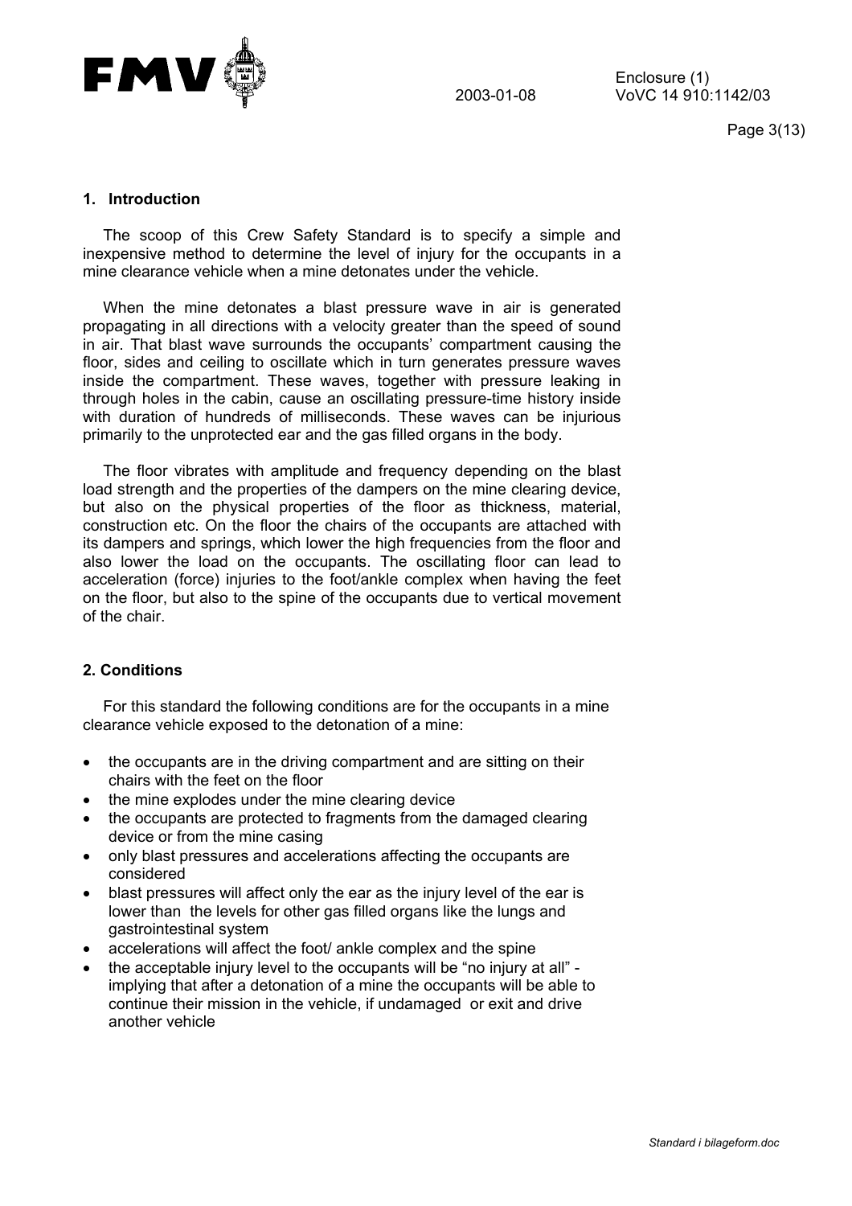## 1. Introduction

The scoop of this Crew Safety Standard is to specify a simple and inexpensive method to determine the level of injury for the occupants in a mine clearance vehicle when a mine detonates under the vehicle.

When the mine detonates a blast pressure wave in air is generated propagating in all directions with a velocity greater than the speed of sound in air. That blast wave surrounds the occupants' compartment causing the floor, sides and ceiling to oscillate which in turn generates pressure waves inside the compartment. These waves, together with pressure leaking in through holes in the cabin, cause an oscillating pressure-time history inside with duration of hundreds of milliseconds. These waves can be injurious primarily to the unprotected ear and the gas filled organs in the body.

The floor vibrates with amplitude and frequency depending on the blast load strength and the properties of the dampers on the mine clearing device, but also on the physical properties of the floor as thickness, material, construction etc. On the floor the chairs of the occupants are attached with its dampers and springs, which lower the high frequencies from the floor and also lower the load on the occupants. The oscillating floor can lead to acceleration (force) injuries to the foot/ankle complex when having the feet on the floor, but also to the spine of the occupants due to vertical movement of the chair.

## 2. Conditions

For this standard the following conditions are for the occupants in a mine clearance vehicle exposed to the detonation of a mine:

- the occupants are in the driving compartment and are sitting on their chairs with the feet on the floor
- the mine explodes under the mine clearing device
- the occupants are protected to fragments from the damaged clearing device or from the mine casing
- only blast pressures and accelerations affecting the occupants are considered
- blast pressures will affect only the ear as the injury level of the ear is lower than the levels for other gas filled organs like the lungs and gastrointestinal system
- accelerations will affect the foot/ ankle complex and the spine
- the acceptable injury level to the occupants will be "no injury at all" - implying that after a detonation of a mine the occupants will be able to continue their mission in the vehicle, if undamaged or exit and drive another vehicle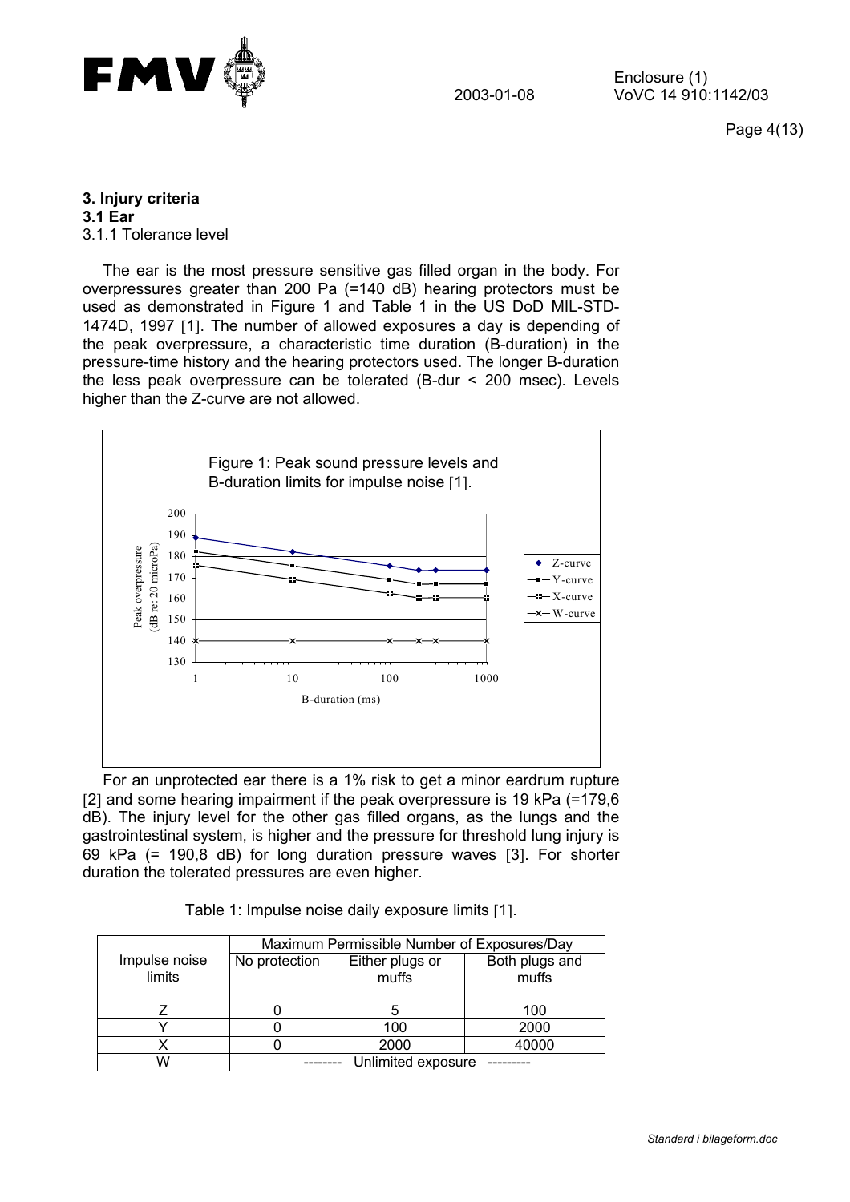# 3. Injury criteria

## 3.1 Ear

### 3.1.1 Tolerance level

The ear is the most pressure sensitive gas filled organ in the body. For overpressures greater than 200 Pa (=140 dB) hearing protectors must be used as demonstrated in Figure 1 and Table 1 in the US DoD MIL-STD-1474D, 1997 [1]. The number of allowed exposures a day is depending of the peak overpressure, a characteristic time duration (B-duration) in the pressure-time history and the hearing protectors used. The longer B-duration the less peak overpressure can be tolerated (B-dur < 200 msec). Levels higher than the Z-curve are not allowed.

Figure 1: Peak sound pressure levels and B-duration limits for impulse noise [1].

For an unprotected ear there is a 1% risk to get a minor eardrum rupture [2] and some hearing impairment if the peak overpressure is 19 kPa (=179,6 dB). The injury level for the other gas filled organs, as the lungs and the gastrointestinal system, is higher and the pressure for threshold lung injury is 69 kPa (= 190,8 dB) for long duration pressure waves [3]. For shorter duration the tolerated pressures are even higher.

Table 1: Impulse noise daily exposure limits [1].

| Impulse noise limits | Maximum Permissible Number of Exposures/Day | | |
|---|---|---|---|
| | No protection | Either plugs or muffs | Both plugs and muffs |
| Z | 0 | 5 | 100 |
| Y | 0 | 100 | 2000 |
| X | 0 | 2000 | 40000 |
| W | -------- Unlimited exposure --------- | | |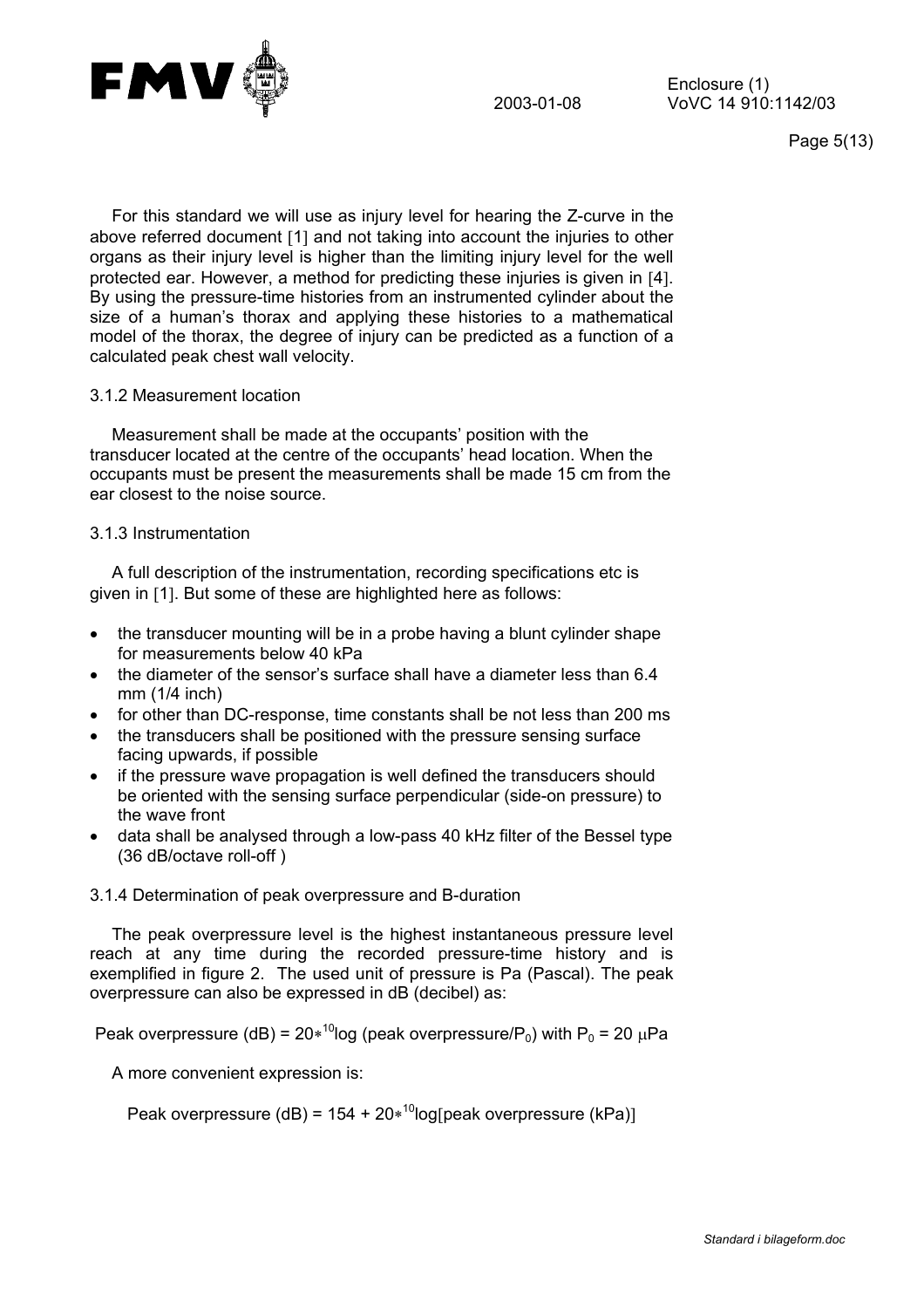For this standard we will use as injury level for hearing the Z-curve in the above referred document [1] and not taking into account the injuries to other organs as their injury level is higher than the limiting injury level for the well protected ear. However, a method for predicting these injuries is given in [4]. By using the pressure-time histories from an instrumented cylinder about the size of a human's thorax and applying these histories to a mathematical model of the thorax, the degree of injury can be predicted as a function of a calculated peak chest wall velocity.

### 3.1.2 Measurement location

Measurement shall be made at the occupants' position with the transducer located at the centre of the occupants' head location. When the occupants must be present the measurements shall be made 15 cm from the ear closest to the noise source.

### 3.1.3 Instrumentation

A full description of the instrumentation, recording specifications etc is given in [1]. But some of these are highlighted here as follows:

- the transducer mounting will be in a probe having a blunt cylinder shape for measurements below 40 kPa
- the diameter of the sensor's surface shall have a diameter less than 6.4 mm (1/4 inch)
- for other than DC-response, time constants shall be not less than 200 ms
- the transducers shall be positioned with the pressure sensing surface facing upwards, if possible
- if the pressure wave propagation is well defined the transducers should be oriented with the sensing surface perpendicular (side-on pressure) to the wave front
- data shall be analysed through a low-pass 40 kHz filter of the Bessel type (36 dB/octave roll-off )

### 3.1.4 Determination of peak overpressure and B-duration

The peak overpressure level is the highest instantaneous pressure level reach at any time during the recorded pressure-time history and is exemplified in figure 2. The used unit of pressure is Pa (Pascal). The peak overpressure can also be expressed in dB (decibel) as:

$$\text{Peak overpressure (dB)} = 20 * {}^{10}\log(\text{peak overpressure}/P_0) \text{ with } P_0 = 20\ \mu\text{Pa}$$

A more convenient expression is:

$$\text{Peak overpressure (dB)} = 154 + 20 * {}^{10}\log[\text{peak overpressure (kPa)}]$$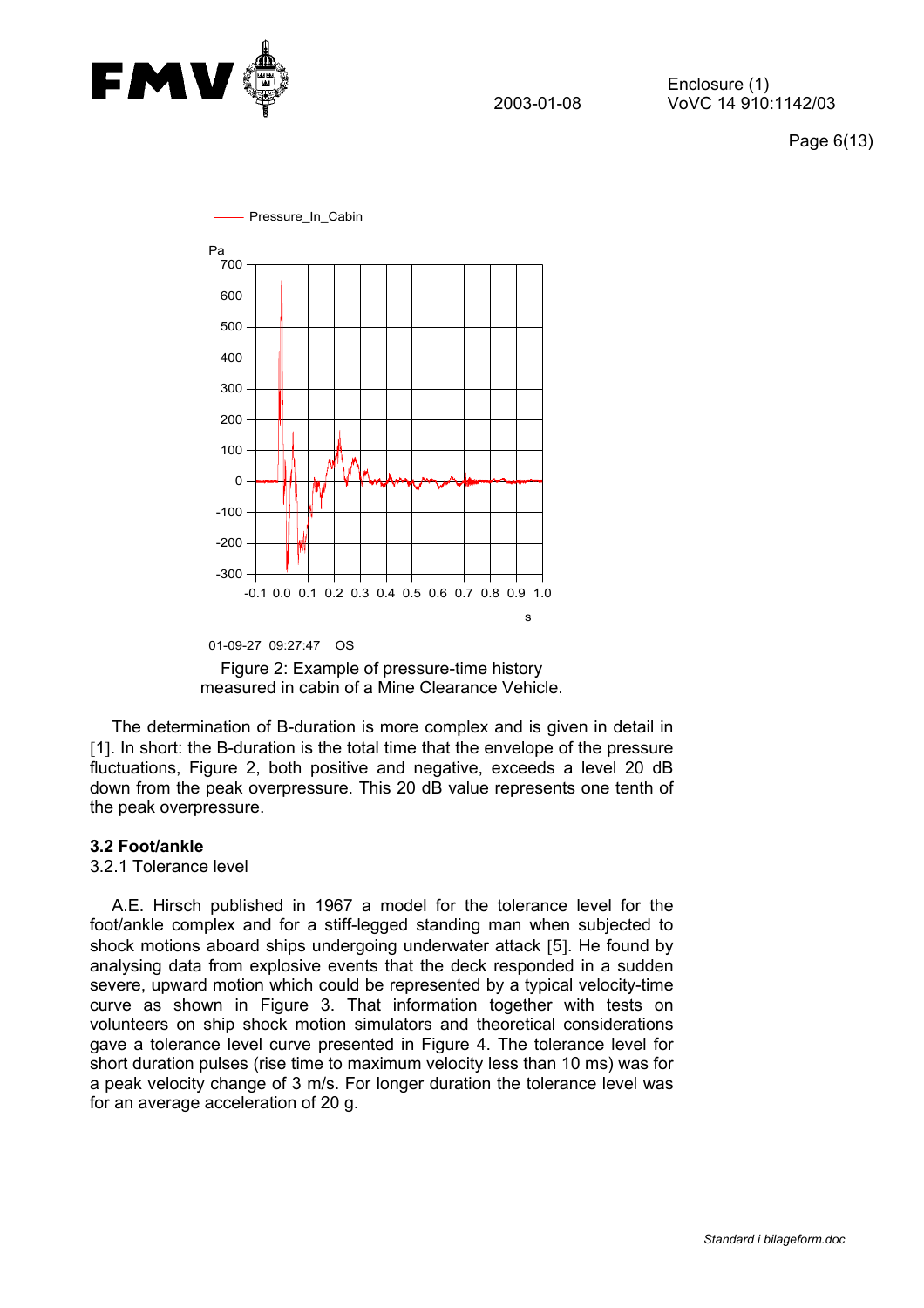Figure 2: Example of pressure-time history measured in cabin of a Mine Clearance Vehicle.

The determination of B-duration is more complex and is given in detail in [1]. In short: the B-duration is the total time that the envelope of the pressure fluctuations, Figure 2, both positive and negative, exceeds a level 20 dB down from the peak overpressure. This 20 dB value represents one tenth of the peak overpressure.

### 3.2 Foot/ankle

3.2.1 Tolerance level

A.E. Hirsch published in 1967 a model for the tolerance level for the foot/ankle complex and for a stiff-legged standing man when subjected to shock motions aboard ships undergoing underwater attack [5]. He found by analysing data from explosive events that the deck responded in a sudden severe, upward motion which could be represented by a typical velocity-time curve as shown in Figure 3. That information together with tests on volunteers on ship shock motion simulators and theoretical considerations gave a tolerance level curve presented in Figure 4. The tolerance level for short duration pulses (rise time to maximum velocity less than 10 ms) was for a peak velocity change of 3 m/s. For longer duration the tolerance level was for an average acceleration of 20 g.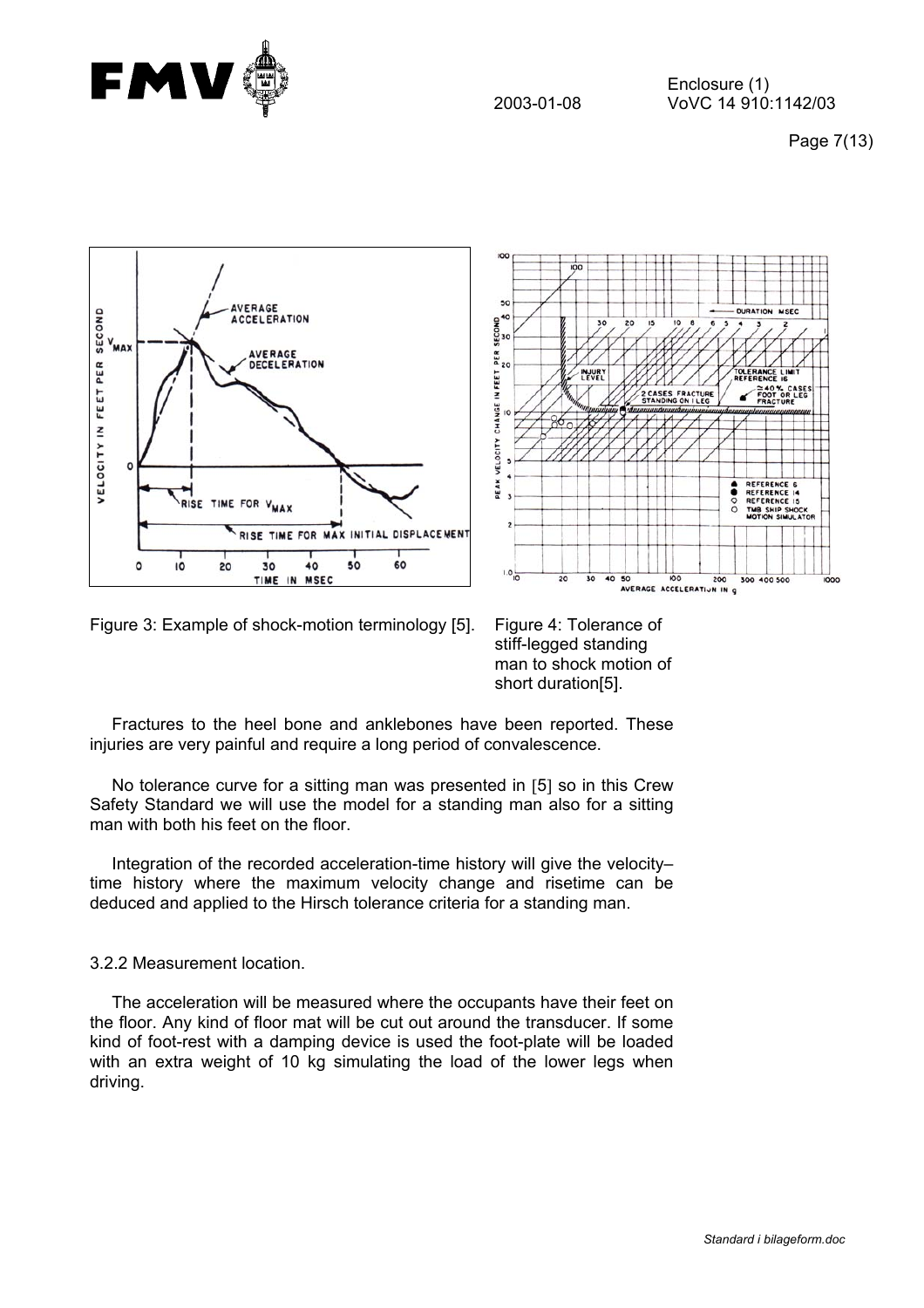Figure 3: Example of shock-motion terminology [5].

Figure 4: Tolerance of stiff-legged standing man to shock motion of short duration[5].

Fractures to the heel bone and anklebones have been reported. These injuries are very painful and require a long period of convalescence.

No tolerance curve for a sitting man was presented in [5] so in this Crew Safety Standard we will use the model for a standing man also for a sitting man with both his feet on the floor.

Integration of the recorded acceleration-time history will give the velocity–time history where the maximum velocity change and risetime can be deduced and applied to the Hirsch tolerance criteria for a standing man.

3.2.2 Measurement location.

The acceleration will be measured where the occupants have their feet on the floor. Any kind of floor mat will be cut out around the transducer. If some kind of foot-rest with a damping device is used the foot-plate will be loaded with an extra weight of 10 kg simulating the load of the lower legs when driving.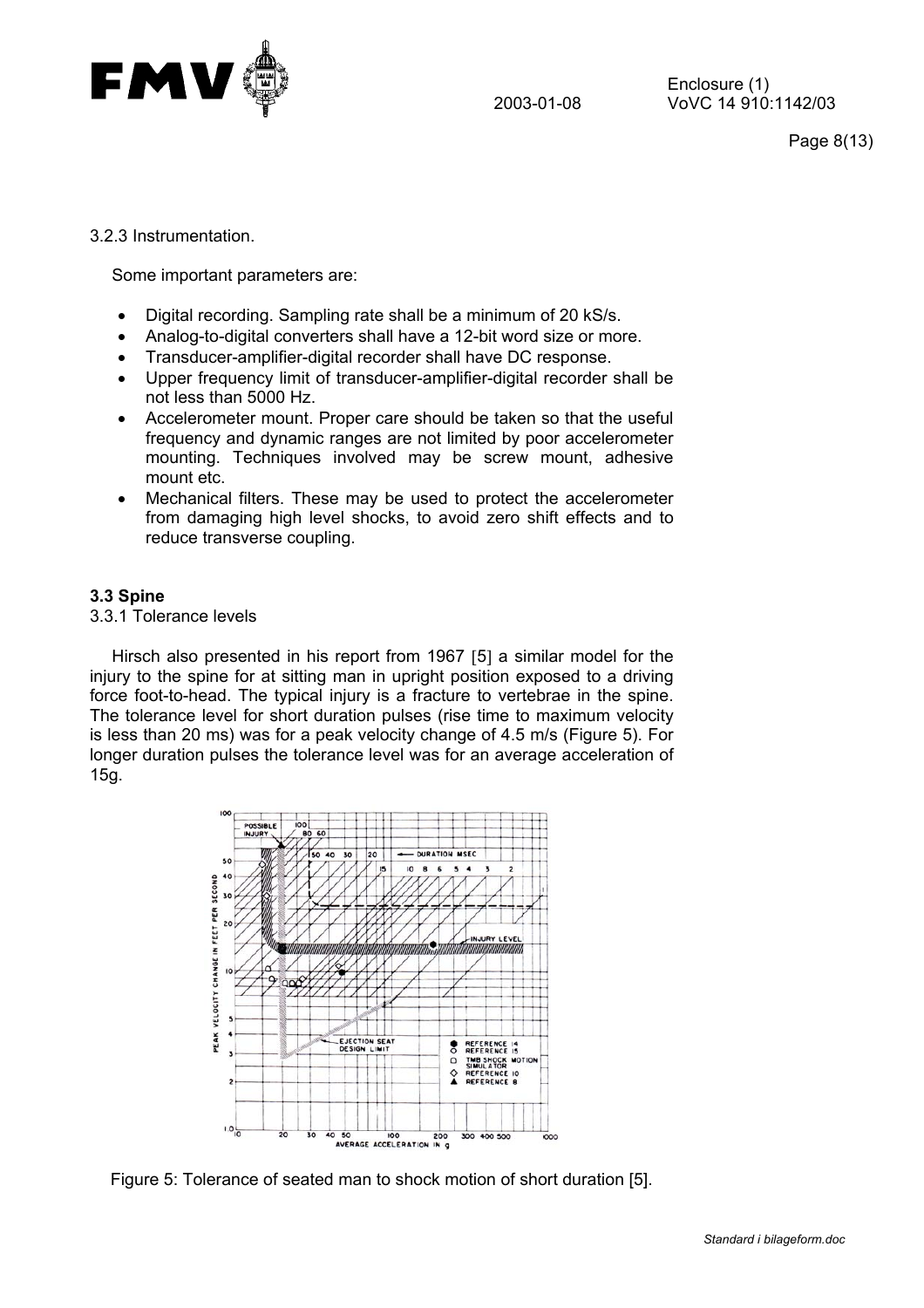3.2.3 Instrumentation.

Some important parameters are:

- Digital recording. Sampling rate shall be a minimum of 20 kS/s.
- Analog-to-digital converters shall have a 12-bit word size or more.
- Transducer-amplifier-digital recorder shall have DC response.
- Upper frequency limit of transducer-amplifier-digital recorder shall be not less than 5000 Hz.
- Accelerometer mount. Proper care should be taken so that the useful frequency and dynamic ranges are not limited by poor accelerometer mounting. Techniques involved may be screw mount, adhesive mount etc.
- Mechanical filters. These may be used to protect the accelerometer from damaging high level shocks, to avoid zero shift effects and to reduce transverse coupling.

### 3.3 Spine

3.3.1 Tolerance levels

Hirsch also presented in his report from 1967 [5] a similar model for the injury to the spine for at sitting man in upright position exposed to a driving force foot-to-head. The typical injury is a fracture to vertebrae in the spine. The tolerance level for short duration pulses (rise time to maximum velocity is less than 20 ms) was for a peak velocity change of 4.5 m/s (Figure 5). For longer duration pulses the tolerance level was for an average acceleration of 15g.

Figure 5: Tolerance of seated man to shock motion of short duration [5].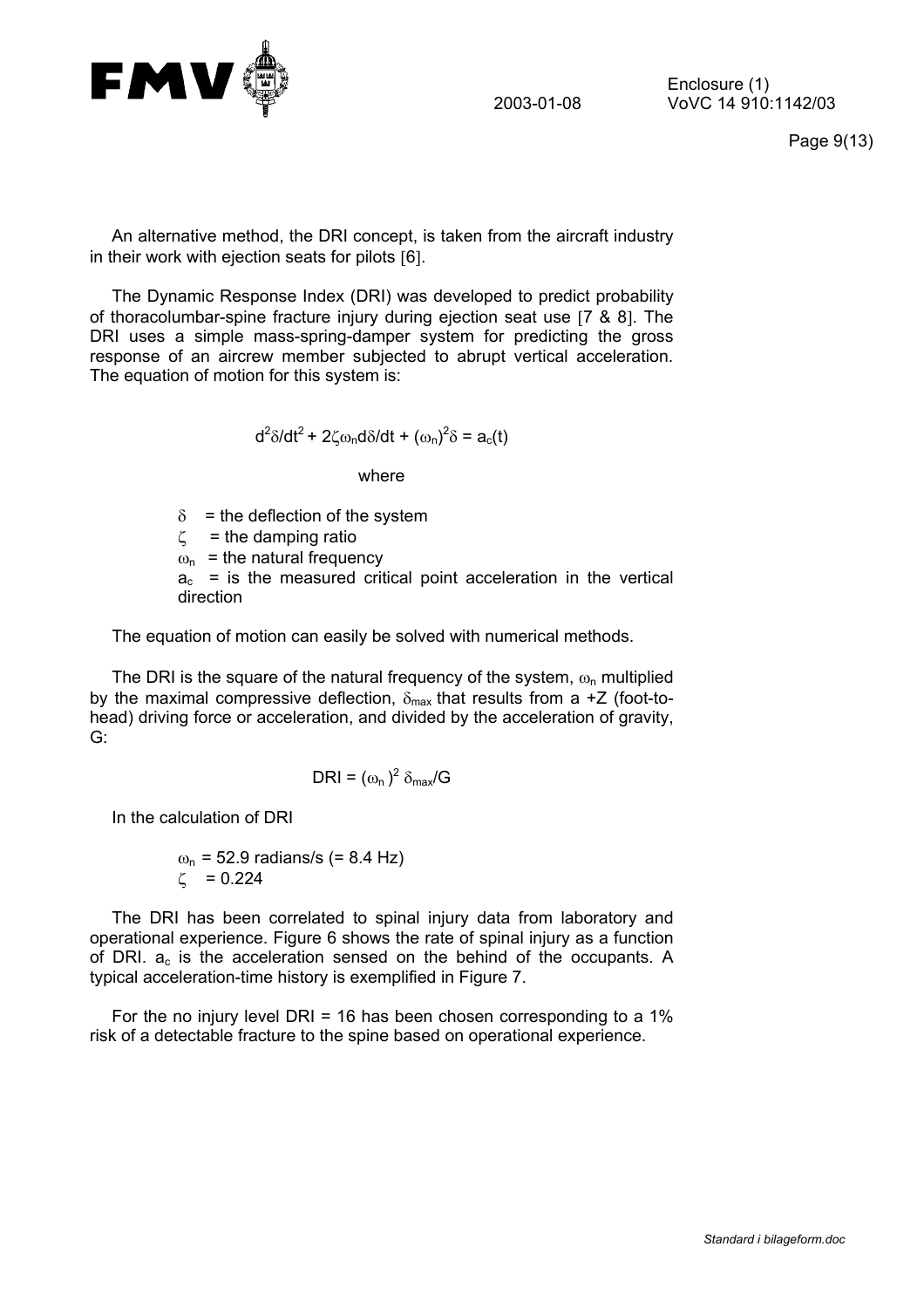An alternative method, the DRI concept, is taken from the aircraft industry in their work with ejection seats for pilots [6].

The Dynamic Response Index (DRI) was developed to predict probability of thoracolumbar-spine fracture injury during ejection seat use [7 & 8]. The DRI uses a simple mass-spring-damper system for predicting the gross response of an aircrew member subjected to abrupt vertical acceleration. The equation of motion for this system is:

$$d^2\delta/dt^2 + 2\zeta\omega_n d\delta/dt + (\omega_n)^2\delta = a_c(t)$$

where

- $\delta$ = the deflection of the system
- $\zeta$ = the damping ratio
- $\omega_n$ = the natural frequency
- $a_c$ = is the measured critical point acceleration in the vertical direction

The equation of motion can easily be solved with numerical methods.

The DRI is the square of the natural frequency of the system, $\omega_n$ multiplied by the maximal compressive deflection, $\delta_{max}$ that results from a +Z (foot-to-head) driving force or acceleration, and divided by the acceleration of gravity, G:

$$DRI = (\omega_n)^2 \, \delta_{max}/G$$

In the calculation of DRI

$\omega_n$ = 52.9 radians/s (= 8.4 Hz)
$\zeta$ = 0.224

The DRI has been correlated to spinal injury data from laboratory and operational experience. Figure 6 shows the rate of spinal injury as a function of DRI. $a_c$ is the acceleration sensed on the behind of the occupants. A typical acceleration-time history is exemplified in Figure 7.

For the no injury level DRI = 16 has been chosen corresponding to a 1% risk of a detectable fracture to the spine based on operational experience.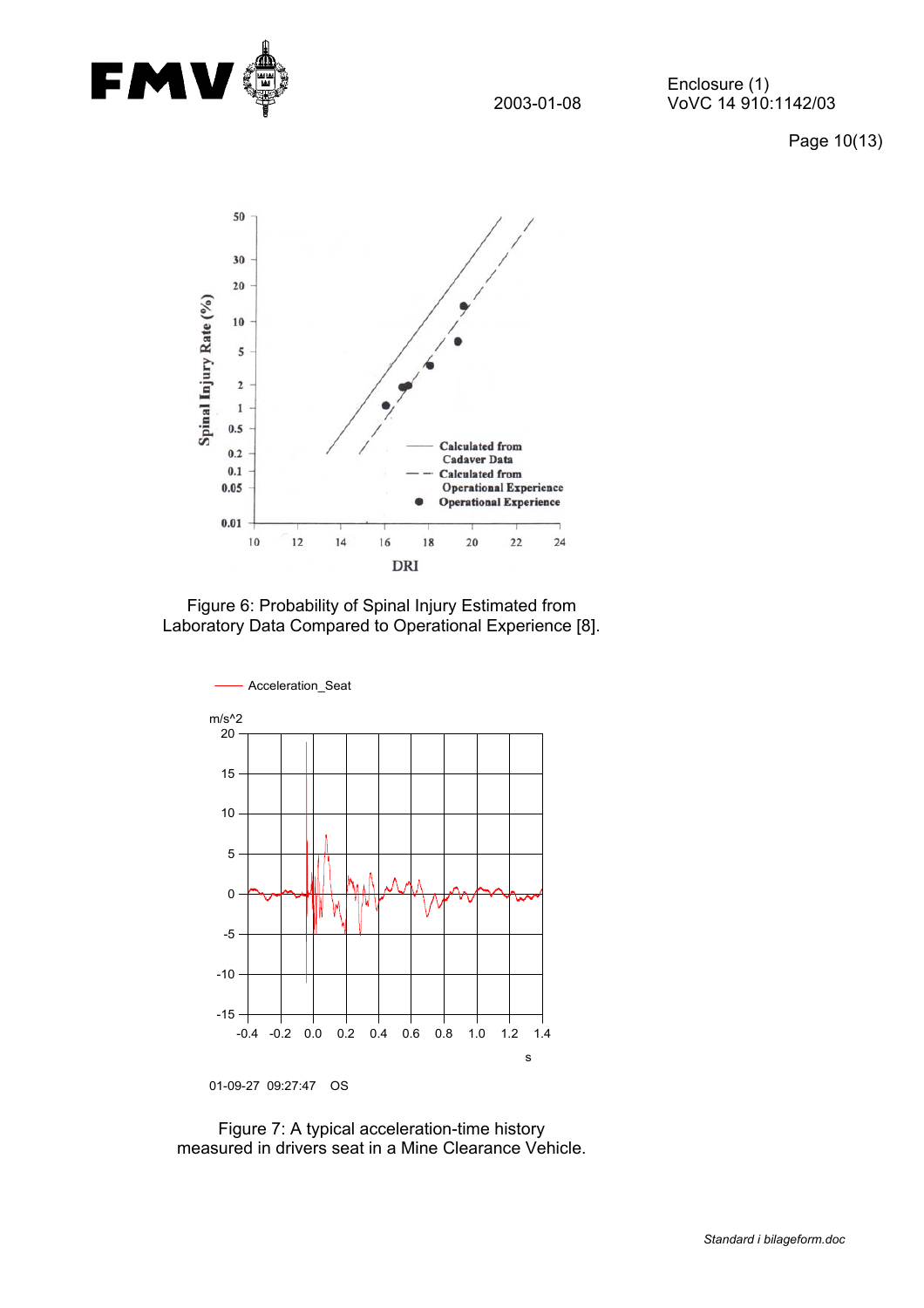Figure 6: Probability of Spinal Injury Estimated from Laboratory Data Compared to Operational Experience [8].

Figure 7: A typical acceleration-time history measured in drivers seat in a Mine Clearance Vehicle.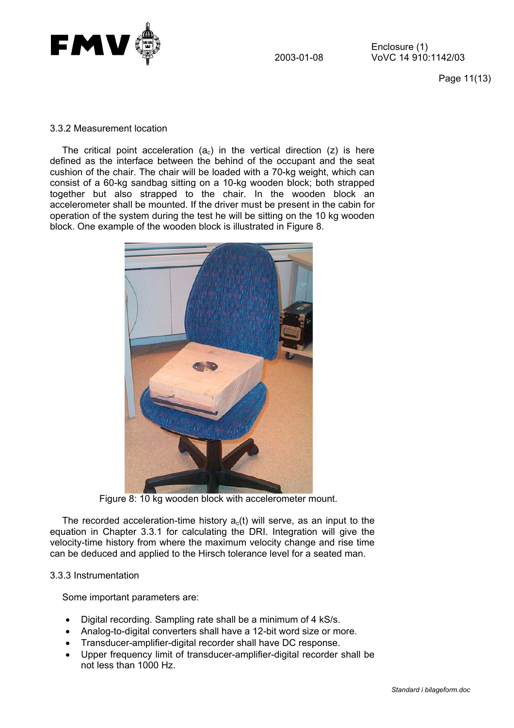### 3.3.2 Measurement location

The critical point acceleration ($a_c$) in the vertical direction (z) is here defined as the interface between the behind of the occupant and the seat cushion of the chair. The chair will be loaded with a 70-kg weight, which can consist of a 60-kg sandbag sitting on a 10-kg wooden block; both strapped together but also strapped to the chair. In the wooden block an accelerometer shall be mounted. If the driver must be present in the cabin for operation of the system during the test he will be sitting on the 10 kg wooden block. One example of the wooden block is illustrated in Figure 8.

Figure 8: 10 kg wooden block with accelerometer mount.

The recorded acceleration-time history $a_c(t)$ will serve, as an input to the equation in Chapter 3.3.1 for calculating the DRI. Integration will give the velocity-time history from where the maximum velocity change and rise time can be deduced and applied to the Hirsch tolerance level for a seated man.

### 3.3.3 Instrumentation

Some important parameters are:

- Digital recording. Sampling rate shall be a minimum of 4 kS/s.
- Analog-to-digital converters shall have a 12-bit word size or more.
- Transducer-amplifier-digital recorder shall have DC response.
- Upper frequency limit of transducer-amplifier-digital recorder shall be not less than 1000 Hz.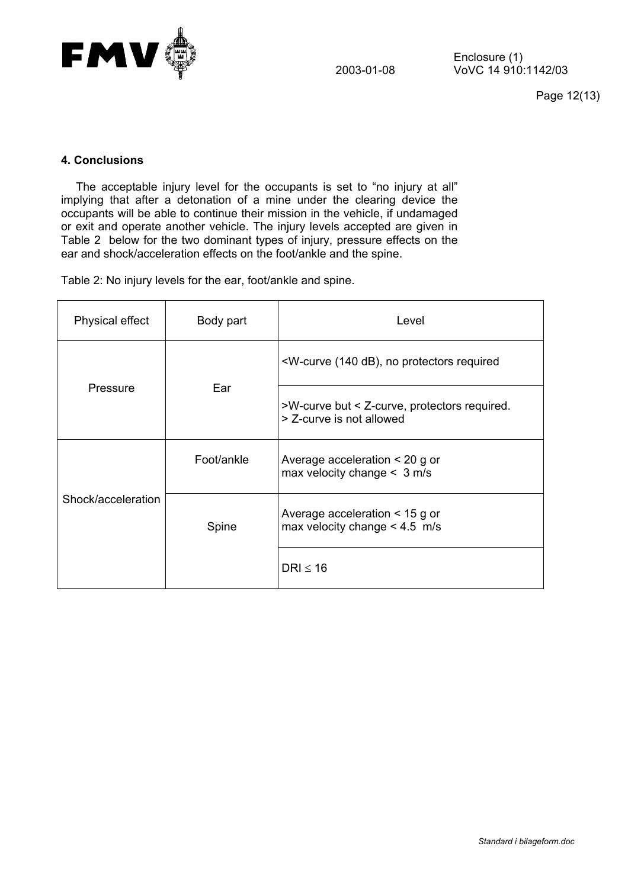## 4. Conclusions

The acceptable injury level for the occupants is set to “no injury at all” implying that after a detonation of a mine under the clearing device the occupants will be able to continue their mission in the vehicle, if undamaged or exit and operate another vehicle. The injury levels accepted are given in Table 2 below for the two dominant types of injury, pressure effects on the ear and shock/acceleration effects on the foot/ankle and the spine.

Table 2: No injury levels for the ear, foot/ankle and spine.

| Physical effect | Body part | Level |
|---|---|---|
| Pressure | Ear | <W-curve (140 dB), no protectors required |
| | | >W-curve but < Z-curve, protectors required. > Z-curve is not allowed |
| Shock/acceleration | Foot/ankle | Average acceleration < 20 g or max velocity change < 3 m/s |
| | Spine | Average acceleration < 15 g or max velocity change < 4.5 m/s |
| | | DRI $\leq$ 16 |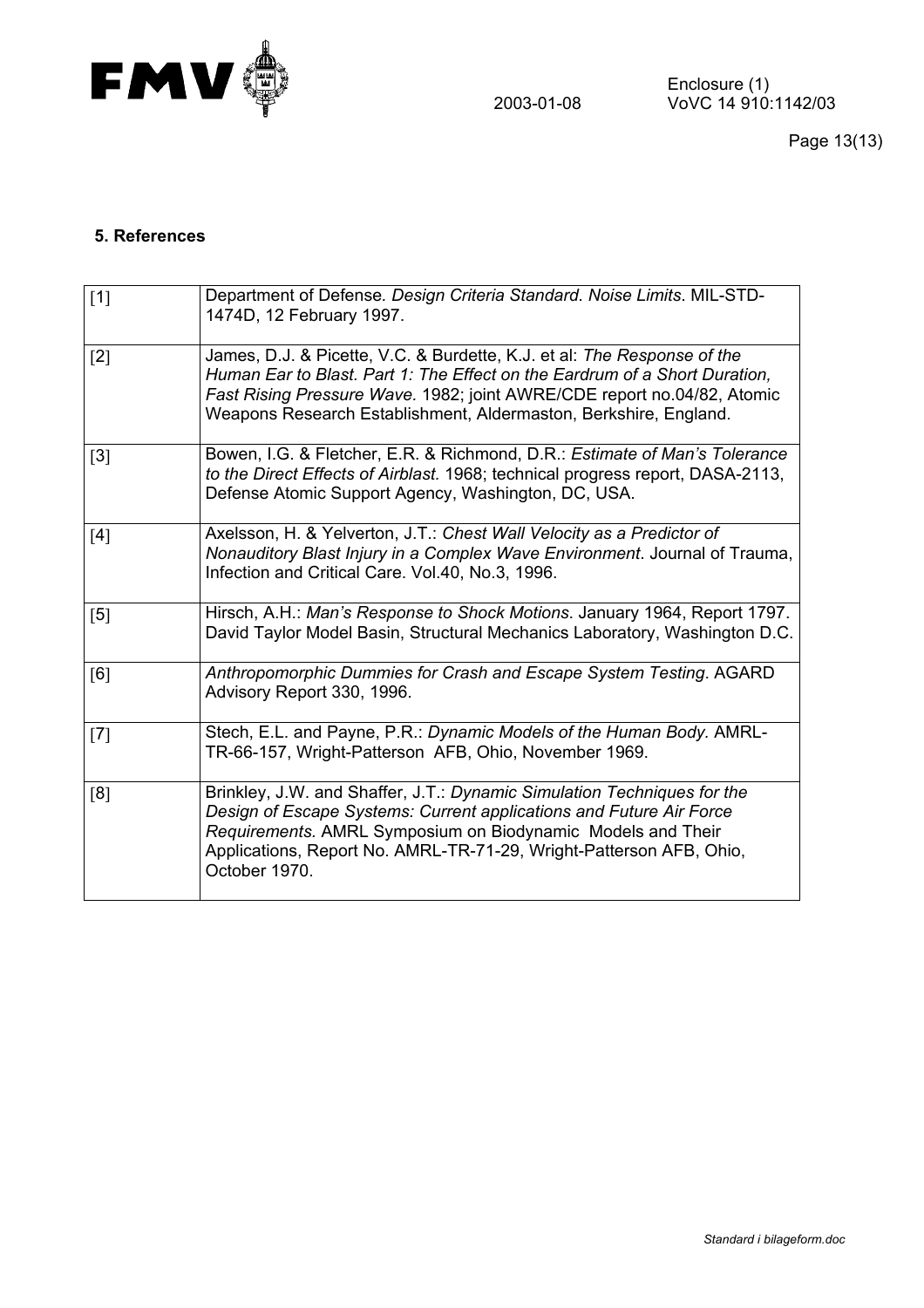## 5. References

| | |
|---|---|
| [1] | Department of Defense. *Design Criteria Standard. Noise Limits*. MIL-STD-1474D, 12 February 1997. |
| [2] | James, D.J. & Picette, V.C. & Burdette, K.J. et al: *The Response of the Human Ear to Blast. Part 1: The Effect on the Eardrum of a Short Duration, Fast Rising Pressure Wave.* 1982; joint AWRE/CDE report no.04/82, Atomic Weapons Research Establishment, Aldermaston, Berkshire, England. |
| [3] | Bowen, I.G. & Fletcher, E.R. & Richmond, D.R.: *Estimate of Man's Tolerance to the Direct Effects of Airblast.* 1968; technical progress report, DASA-2113, Defense Atomic Support Agency, Washington, DC, USA. |
| [4] | Axelsson, H. & Yelverton, J.T.: *Chest Wall Velocity as a Predictor of Nonauditory Blast Injury in a Complex Wave Environment*. Journal of Trauma, Infection and Critical Care. Vol.40, No.3, 1996. |
| [5] | Hirsch, A.H.: *Man's Response to Shock Motions*. January 1964, Report 1797. David Taylor Model Basin, Structural Mechanics Laboratory, Washington D.C. |
| [6] | *Anthropomorphic Dummies for Crash and Escape System Testing*. AGARD Advisory Report 330, 1996. |
| [7] | Stech, E.L. and Payne, P.R.: *Dynamic Models of the Human Body.* AMRL-TR-66-157, Wright-Patterson AFB, Ohio, November 1969. |
| [8] | Brinkley, J.W. and Shaffer, J.T.: *Dynamic Simulation Techniques for the Design of Escape Systems: Current applications and Future Air Force Requirements.* AMRL Symposium on Biodynamic Models and Their Applications, Report No. AMRL-TR-71-29, Wright-Patterson AFB, Ohio, October 1970. |